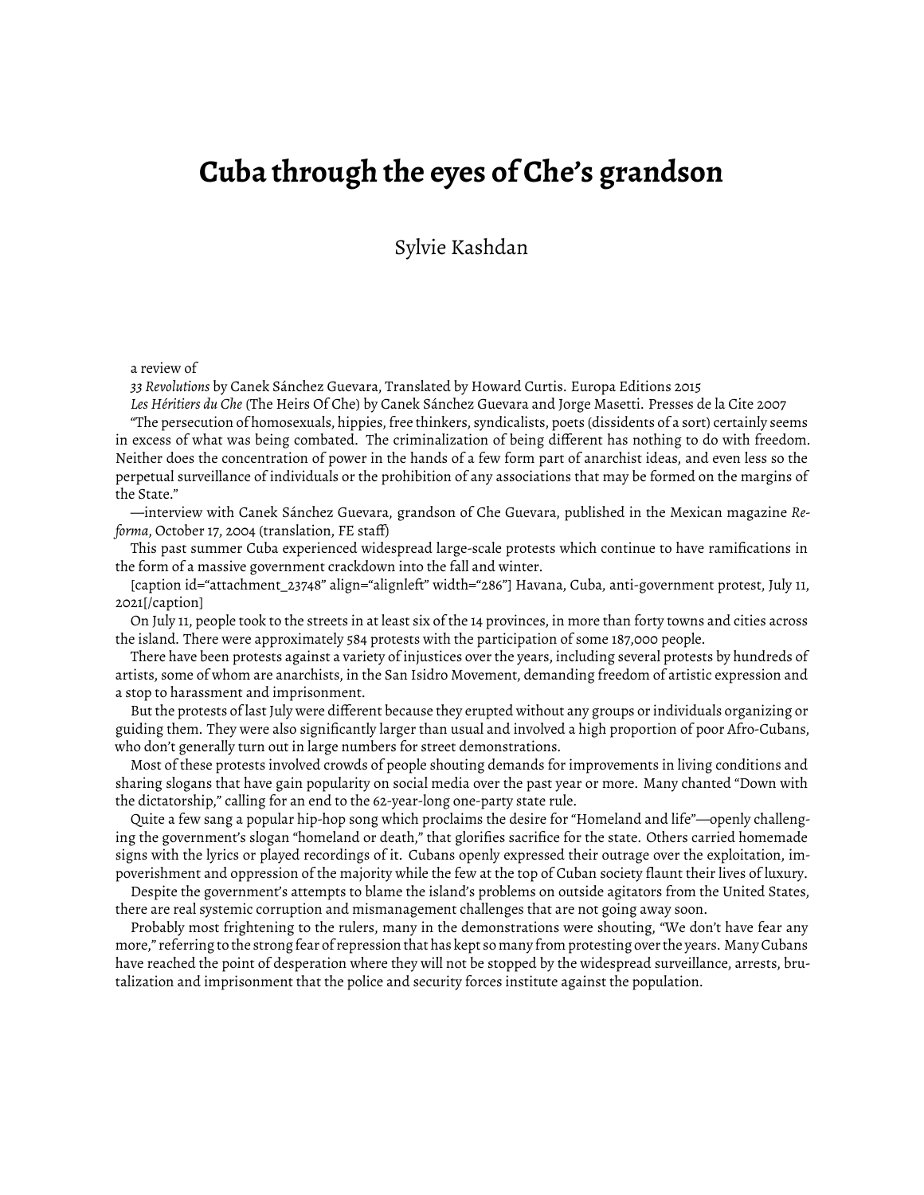# Cuba through the eyes of Che's grandson

Sylvie Kashdan

a review of

*33 Revolutions* by Canek Sánchez Guevara, Translated by Howard Curtis. Europa Editions 2015

*Les Héritiers du Che* (The Heirs Of Che) by Canek Sánchez Guevara and Jorge Masetti. Presses de la Cite 2007

"The persecution of homosexuals, hippies, free thinkers, syndicalists, poets (dissidents of a sort) certainly seems in excess of what was being combated. The criminalization of being different has nothing to do with freedom. Neither does the concentration of power in the hands of a few form part of anarchist ideas, and even less so the perpetual surveillance of individuals or the prohibition of any associations that may be formed on the margins of the State."

—interview with Canek Sánchez Guevara, grandson of Che Guevara, published in the Mexican magazine *Reforma*, October 17, 2004 (translation, FE staff)

This past summer Cuba experienced widespread large-scale protests which continue to have ramifications in the form of a massive government crackdown into the fall and winter.

[caption id="attachment_23748" align="alignleft" width="286"] Havana, Cuba, anti-government protest, July 11, 2021[/caption]

On July 11, people took to the streets in at least six of the 14 provinces, in more than forty towns and cities across the island. There were approximately 584 protests with the participation of some 187,000 people.

There have been protests against a variety of injustices over the years, including several protests by hundreds of artists, some of whom are anarchists, in the San Isidro Movement, demanding freedom of artistic expression and a stop to harassment and imprisonment.

But the protests of last July were different because they erupted without any groups or individuals organizing or guiding them. They were also significantly larger than usual and involved a high proportion of poor Afro-Cubans, who don't generally turn out in large numbers for street demonstrations.

Most of these protests involved crowds of people shouting demands for improvements in living conditions and sharing slogans that have gain popularity on social media over the past year or more. Many chanted "Down with the dictatorship," calling for an end to the 62-year-long one-party state rule.

Quite a few sang a popular hip-hop song which proclaims the desire for "Homeland and life"—openly challenging the government's slogan "homeland or death," that glorifies sacrifice for the state. Others carried homemade signs with the lyrics or played recordings of it. Cubans openly expressed their outrage over the exploitation, impoverishment and oppression of the majority while the few at the top of Cuban society flaunt their lives of luxury.

Despite the government's attempts to blame the island's problems on outside agitators from the United States, there are real systemic corruption and mismanagement challenges that are not going away soon.

Probably most frightening to the rulers, many in the demonstrations were shouting, "We don't have fear any more," referring to the strong fear of repression that has kept so many from protesting over the years. Many Cubans have reached the point of desperation where they will not be stopped by the widespread surveillance, arrests, brutalization and imprisonment that the police and security forces institute against the population.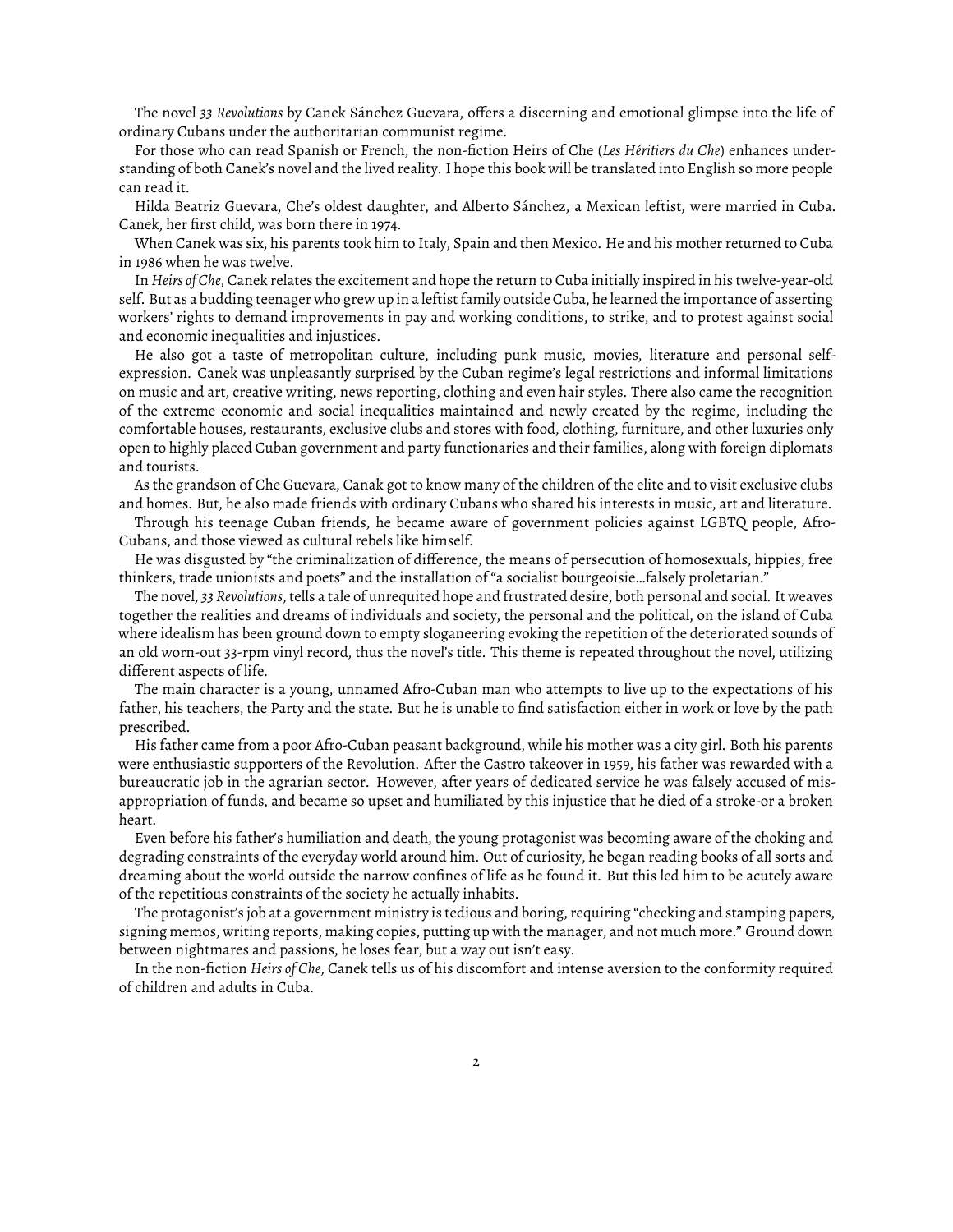The novel *33 Revolutions* by Canek Sánchez Guevara, offers a discerning and emotional glimpse into the life of ordinary Cubans under the authoritarian communist regime.

For those who can read Spanish or French, the non-fiction Heirs of Che (*Les Héritiers du Che*) enhances understanding of both Canek's novel and the lived reality. I hope this book will be translated into English so more people can read it.

Hilda Beatriz Guevara, Che's oldest daughter, and Alberto Sánchez, a Mexican leftist, were married in Cuba. Canek, her first child, was born there in 1974.

When Canek was six, his parents took him to Italy, Spain and then Mexico. He and his mother returned to Cuba in 1986 when he was twelve.

In *Heirs of Che*, Canek relates the excitement and hope the return to Cuba initially inspired in his twelve-year-old self. But as a budding teenager who grew up in a leftist family outside Cuba, he learned the importance of asserting workers' rights to demand improvements in pay and working conditions, to strike, and to protest against social and economic inequalities and injustices.

He also got a taste of metropolitan culture, including punk music, movies, literature and personal self-expression. Canek was unpleasantly surprised by the Cuban regime's legal restrictions and informal limitations on music and art, creative writing, news reporting, clothing and even hair styles. There also came the recognition of the extreme economic and social inequalities maintained and newly created by the regime, including the comfortable houses, restaurants, exclusive clubs and stores with food, clothing, furniture, and other luxuries only open to highly placed Cuban government and party functionaries and their families, along with foreign diplomats and tourists.

As the grandson of Che Guevara, Canak got to know many of the children of the elite and to visit exclusive clubs and homes. But, he also made friends with ordinary Cubans who shared his interests in music, art and literature.

Through his teenage Cuban friends, he became aware of government policies against LGBTQ people, Afro-Cubans, and those viewed as cultural rebels like himself.

He was disgusted by "the criminalization of difference, the means of persecution of homosexuals, hippies, free thinkers, trade unionists and poets" and the installation of "a socialist bourgeoisie…falsely proletarian."

The novel, *33 Revolutions*, tells a tale of unrequited hope and frustrated desire, both personal and social. It weaves together the realities and dreams of individuals and society, the personal and the political, on the island of Cuba where idealism has been ground down to empty sloganeering evoking the repetition of the deteriorated sounds of an old worn-out 33-rpm vinyl record, thus the novel's title. This theme is repeated throughout the novel, utilizing different aspects of life.

The main character is a young, unnamed Afro-Cuban man who attempts to live up to the expectations of his father, his teachers, the Party and the state. But he is unable to find satisfaction either in work or love by the path prescribed.

His father came from a poor Afro-Cuban peasant background, while his mother was a city girl. Both his parents were enthusiastic supporters of the Revolution. After the Castro takeover in 1959, his father was rewarded with a bureaucratic job in the agrarian sector. However, after years of dedicated service he was falsely accused of misappropriation of funds, and became so upset and humiliated by this injustice that he died of a stroke-or a broken heart.

Even before his father's humiliation and death, the young protagonist was becoming aware of the choking and degrading constraints of the everyday world around him. Out of curiosity, he began reading books of all sorts and dreaming about the world outside the narrow confines of life as he found it. But this led him to be acutely aware of the repetitious constraints of the society he actually inhabits.

The protagonist's job at a government ministry is tedious and boring, requiring "checking and stamping papers, signing memos, writing reports, making copies, putting up with the manager, and not much more." Ground down between nightmares and passions, he loses fear, but a way out isn't easy.

In the non-fiction *Heirs of Che*, Canek tells us of his discomfort and intense aversion to the conformity required of children and adults in Cuba.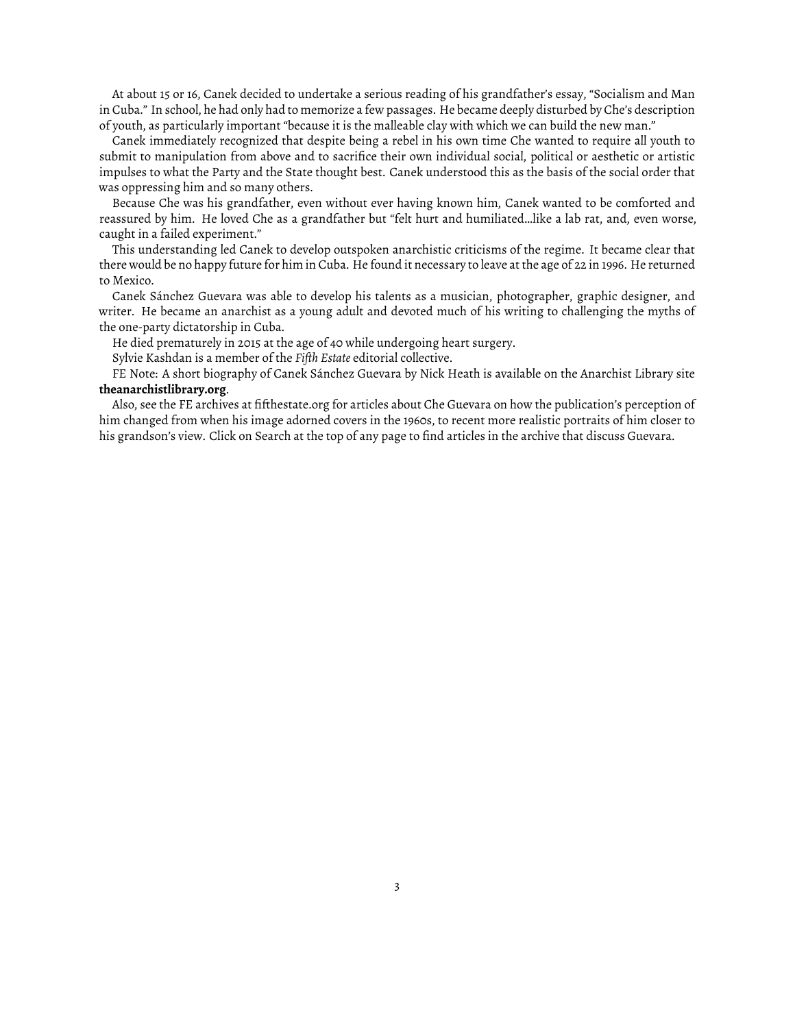At about 15 or 16, Canek decided to undertake a serious reading of his grandfather's essay, "Socialism and Man in Cuba." In school, he had only had to memorize a few passages. He became deeply disturbed by Che's description of youth, as particularly important "because it is the malleable clay with which we can build the new man."

Canek immediately recognized that despite being a rebel in his own time Che wanted to require all youth to submit to manipulation from above and to sacrifice their own individual social, political or aesthetic or artistic impulses to what the Party and the State thought best. Canek understood this as the basis of the social order that was oppressing him and so many others.

Because Che was his grandfather, even without ever having known him, Canek wanted to be comforted and reassured by him. He loved Che as a grandfather but "felt hurt and humiliated…like a lab rat, and, even worse, caught in a failed experiment."

This understanding led Canek to develop outspoken anarchistic criticisms of the regime. It became clear that there would be no happy future for him in Cuba. He found it necessary to leave at the age of 22 in 1996. He returned to Mexico.

Canek Sánchez Guevara was able to develop his talents as a musician, photographer, graphic designer, and writer. He became an anarchist as a young adult and devoted much of his writing to challenging the myths of the one-party dictatorship in Cuba.

He died prematurely in 2015 at the age of 40 while undergoing heart surgery.

Sylvie Kashdan is a member of the *Fifth Estate* editorial collective.

FE Note: A short biography of Canek Sánchez Guevara by Nick Heath is available on the Anarchist Library site **theanarchistlibrary.org**.

Also, see the FE archives at fifthestate.org for articles about Che Guevara on how the publication's perception of him changed from when his image adorned covers in the 1960s, to recent more realistic portraits of him closer to his grandson's view. Click on Search at the top of any page to find articles in the archive that discuss Guevara.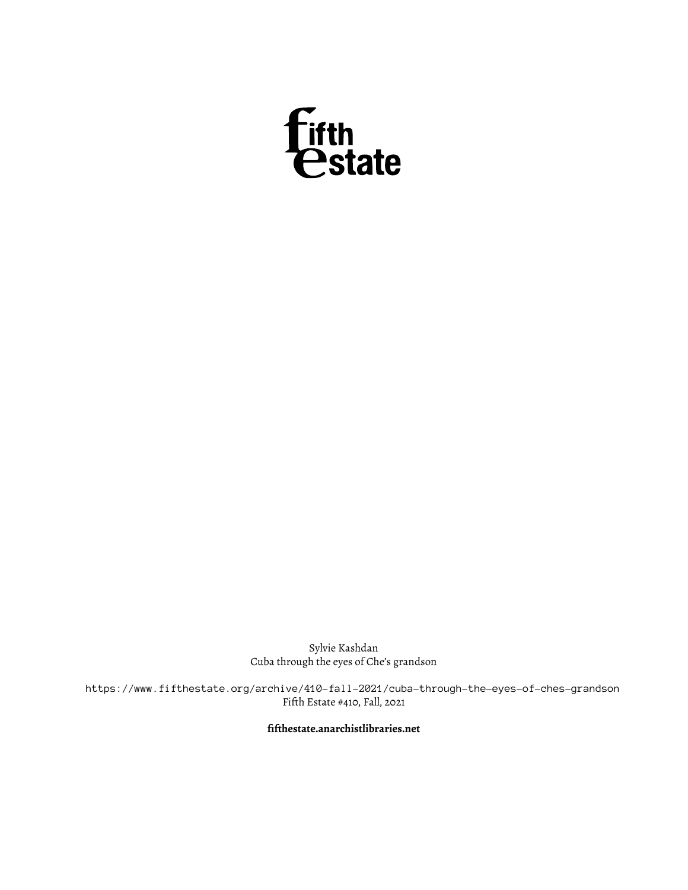Fifth Estate

Sylvie Kashdan
Cuba through the eyes of Che's grandson

https://www.fifthestate.org/archive/410-fall-2021/cuba-through-the-eyes-of-ches-grandson
Fifth Estate #410, Fall, 2021

**fifthestate.anarchistlibraries.net**